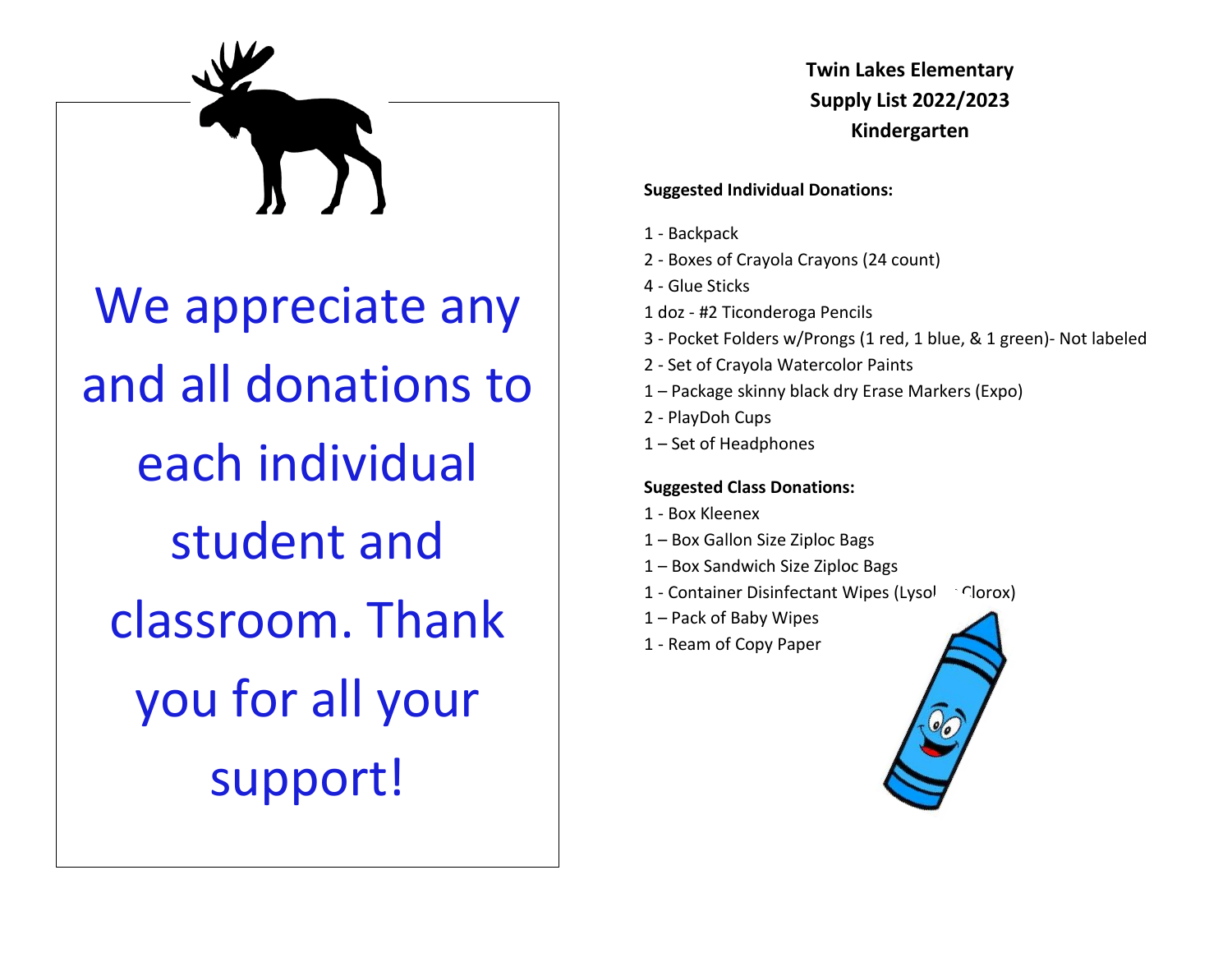We appreciate any and all donations to each individual student and classroom. Thank you for all your support!

**Twin Lakes Elementary**
**Supply List 2022/2023**
**Kindergarten**

**Suggested Individual Donations:**

1 - Backpack
2 - Boxes of Crayola Crayons (24 count)
4 - Glue Sticks
1 doz - #2 Ticonderoga Pencils
3 - Pocket Folders w/Prongs (1 red, 1 blue, & 1 green)- Not labeled
2 - Set of Crayola Watercolor Paints
1 – Package skinny black dry Erase Markers (Expo)
2 - PlayDoh Cups
1 – Set of Headphones

**Suggested Class Donations:**

1 - Box Kleenex
1 – Box Gallon Size Ziploc Bags
1 – Box Sandwich Size Ziploc Bags
1 - Container Disinfectant Wipes (Lysol or Clorox)
1 – Pack of Baby Wipes
1 - Ream of Copy Paper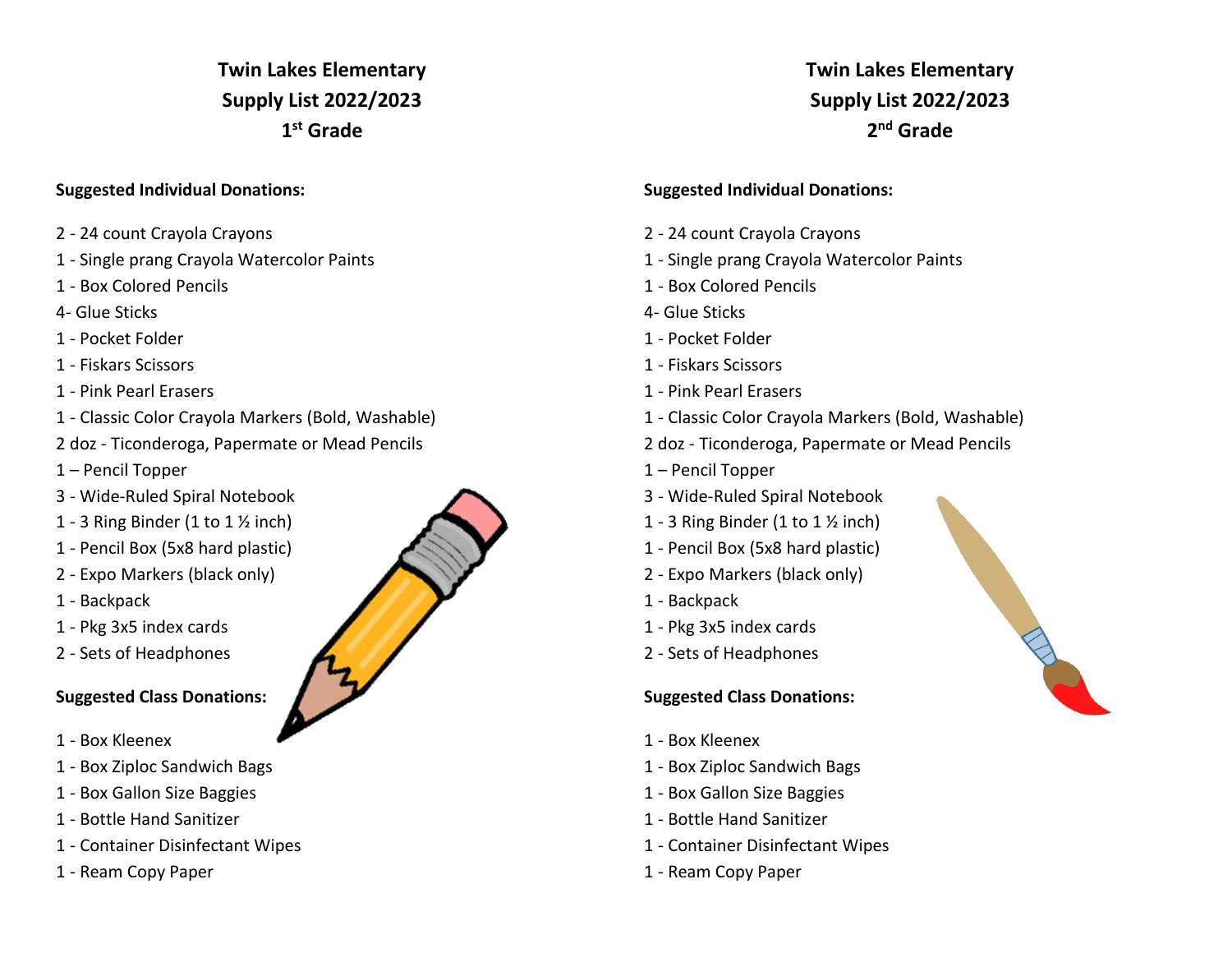# Twin Lakes Elementary
## Supply List 2022/2023
## 1st Grade

**Suggested Individual Donations:**

2 - 24 count Crayola Crayons
1 - Single prang Crayola Watercolor Paints
1 - Box Colored Pencils
4- Glue Sticks
1 - Pocket Folder
1 - Fiskars Scissors
1 - Pink Pearl Erasers
1 - Classic Color Crayola Markers (Bold, Washable)
2 doz - Ticonderoga, Papermate or Mead Pencils
1 – Pencil Topper
3 - Wide-Ruled Spiral Notebook
1 - 3 Ring Binder (1 to 1 ½ inch)
1 - Pencil Box (5x8 hard plastic)
2 - Expo Markers (black only)
1 - Backpack
1 - Pkg 3x5 index cards
2 - Sets of Headphones

**Suggested Class Donations:**

1 - Box Kleenex
1 - Box Ziploc Sandwich Bags
1 - Box Gallon Size Baggies
1 - Bottle Hand Sanitizer
1 - Container Disinfectant Wipes
1 - Ream Copy Paper

# Twin Lakes Elementary
## Supply List 2022/2023
## 2nd Grade

**Suggested Individual Donations:**

2 - 24 count Crayola Crayons
1 - Single prang Crayola Watercolor Paints
1 - Box Colored Pencils
4- Glue Sticks
1 - Pocket Folder
1 - Fiskars Scissors
1 - Pink Pearl Erasers
1 - Classic Color Crayola Markers (Bold, Washable)
2 doz - Ticonderoga, Papermate or Mead Pencils
1 – Pencil Topper
3 - Wide-Ruled Spiral Notebook
1 - 3 Ring Binder (1 to 1 ½ inch)
1 - Pencil Box (5x8 hard plastic)
2 - Expo Markers (black only)
1 - Backpack
1 - Pkg 3x5 index cards
2 - Sets of Headphones

**Suggested Class Donations:**

1 - Box Kleenex
1 - Box Ziploc Sandwich Bags
1 - Box Gallon Size Baggies
1 - Bottle Hand Sanitizer
1 - Container Disinfectant Wipes
1 - Ream Copy Paper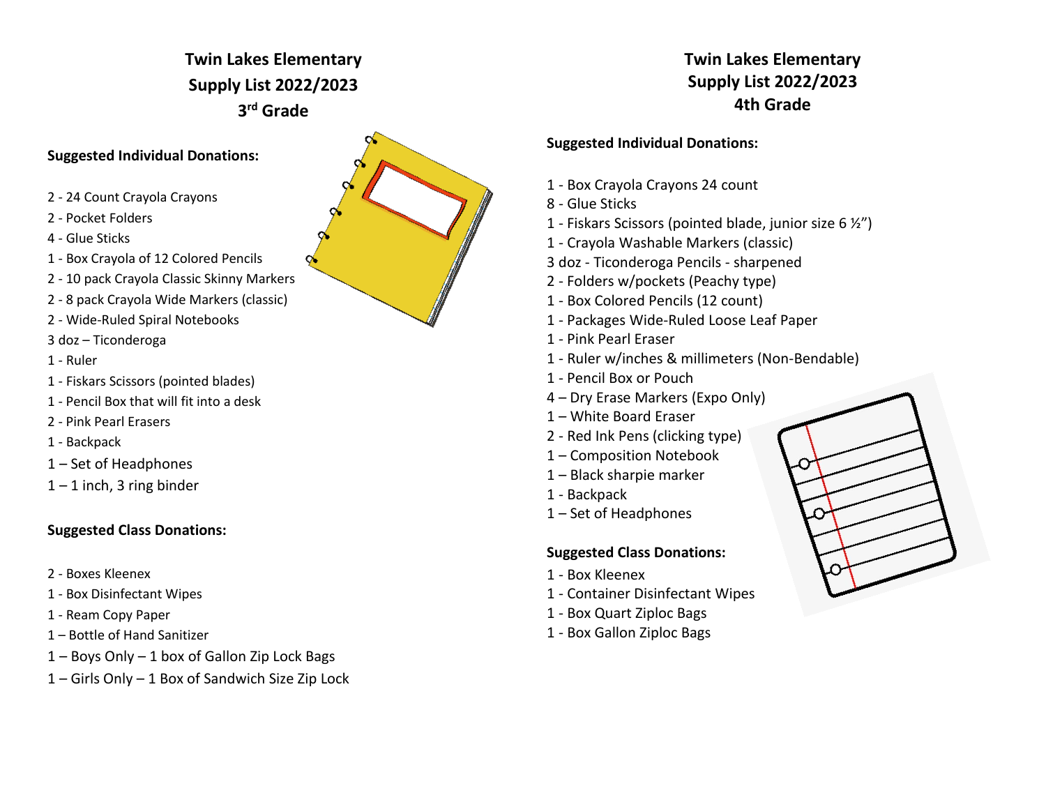# Twin Lakes Elementary
## Supply List 2022/2023
## 3rd Grade

**Suggested Individual Donations:**

2 - 24 Count Crayola Crayons
2 - Pocket Folders
4 - Glue Sticks
1 - Box Crayola of 12 Colored Pencils
2 - 10 pack Crayola Classic Skinny Markers
2 - 8 pack Crayola Wide Markers (classic)
2 - Wide-Ruled Spiral Notebooks
3 doz – Ticonderoga
1 - Ruler
1 - Fiskars Scissors (pointed blades)
1 - Pencil Box that will fit into a desk
2 - Pink Pearl Erasers
1 - Backpack
1 – Set of Headphones
1 – 1 inch, 3 ring binder

**Suggested Class Donations:**

2 - Boxes Kleenex
1 - Box Disinfectant Wipes
1 - Ream Copy Paper
1 – Bottle of Hand Sanitizer
1 – Boys Only – 1 box of Gallon Zip Lock Bags
1 – Girls Only – 1 Box of Sandwich Size Zip Lock

# Twin Lakes Elementary
## Supply List 2022/2023
## 4th Grade

**Suggested Individual Donations:**

1 - Box Crayola Crayons 24 count
8 - Glue Sticks
1 - Fiskars Scissors (pointed blade, junior size 6 ½")
1 - Crayola Washable Markers (classic)
3 doz - Ticonderoga Pencils - sharpened
2 - Folders w/pockets (Peachy type)
1 - Box Colored Pencils (12 count)
1 - Packages Wide-Ruled Loose Leaf Paper
1 - Pink Pearl Eraser
1 - Ruler w/inches & millimeters (Non-Bendable)
1 - Pencil Box or Pouch
4 – Dry Erase Markers (Expo Only)
1 – White Board Eraser
2 - Red Ink Pens (clicking type)
1 – Composition Notebook
1 – Black sharpie marker
1 - Backpack
1 – Set of Headphones

**Suggested Class Donations:**

1 - Box Kleenex
1 - Container Disinfectant Wipes
1 - Box Quart Ziploc Bags
1 - Box Gallon Ziploc Bags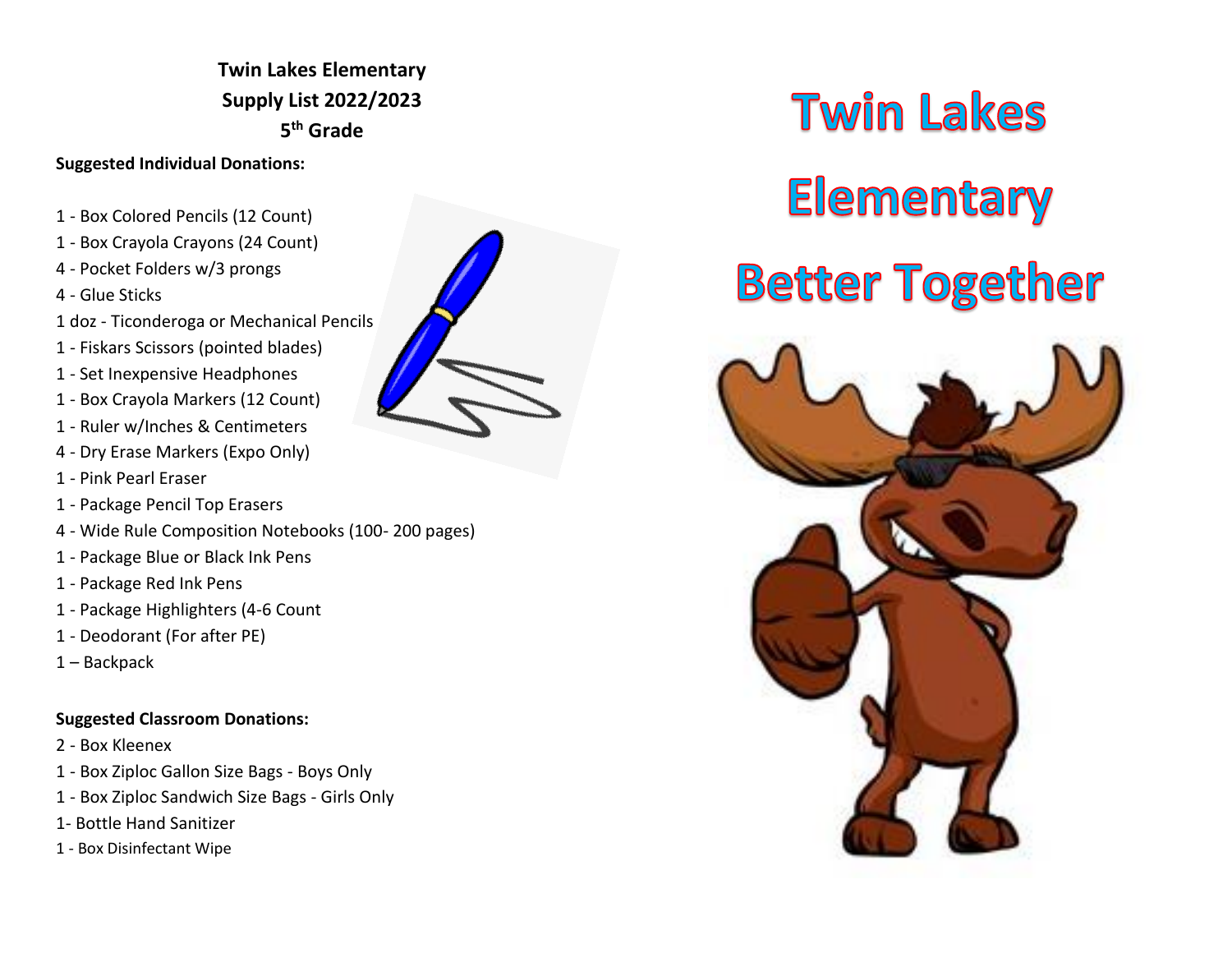**Twin Lakes Elementary**
**Supply List 2022/2023**
**5th Grade**

**Suggested Individual Donations:**

1 - Box Colored Pencils (12 Count)
1 - Box Crayola Crayons (24 Count)
4 - Pocket Folders w/3 prongs
4 - Glue Sticks
1 doz - Ticonderoga or Mechanical Pencils
1 - Fiskars Scissors (pointed blades)
1 - Set Inexpensive Headphones
1 - Box Crayola Markers (12 Count)
1 - Ruler w/Inches & Centimeters
4 - Dry Erase Markers (Expo Only)
1 - Pink Pearl Eraser
1 - Package Pencil Top Erasers
4 - Wide Rule Composition Notebooks (100- 200 pages)
1 - Package Blue or Black Ink Pens
1 - Package Red Ink Pens
1 - Package Highlighters (4-6 Count
1 - Deodorant (For after PE)
1 – Backpack

**Suggested Classroom Donations:**

2 - Box Kleenex
1 - Box Ziploc Gallon Size Bags - Boys Only
1 - Box Ziploc Sandwich Size Bags - Girls Only
1- Bottle Hand Sanitizer
1 - Box Disinfectant Wipe

# Twin Lakes Elementary

# Better Together